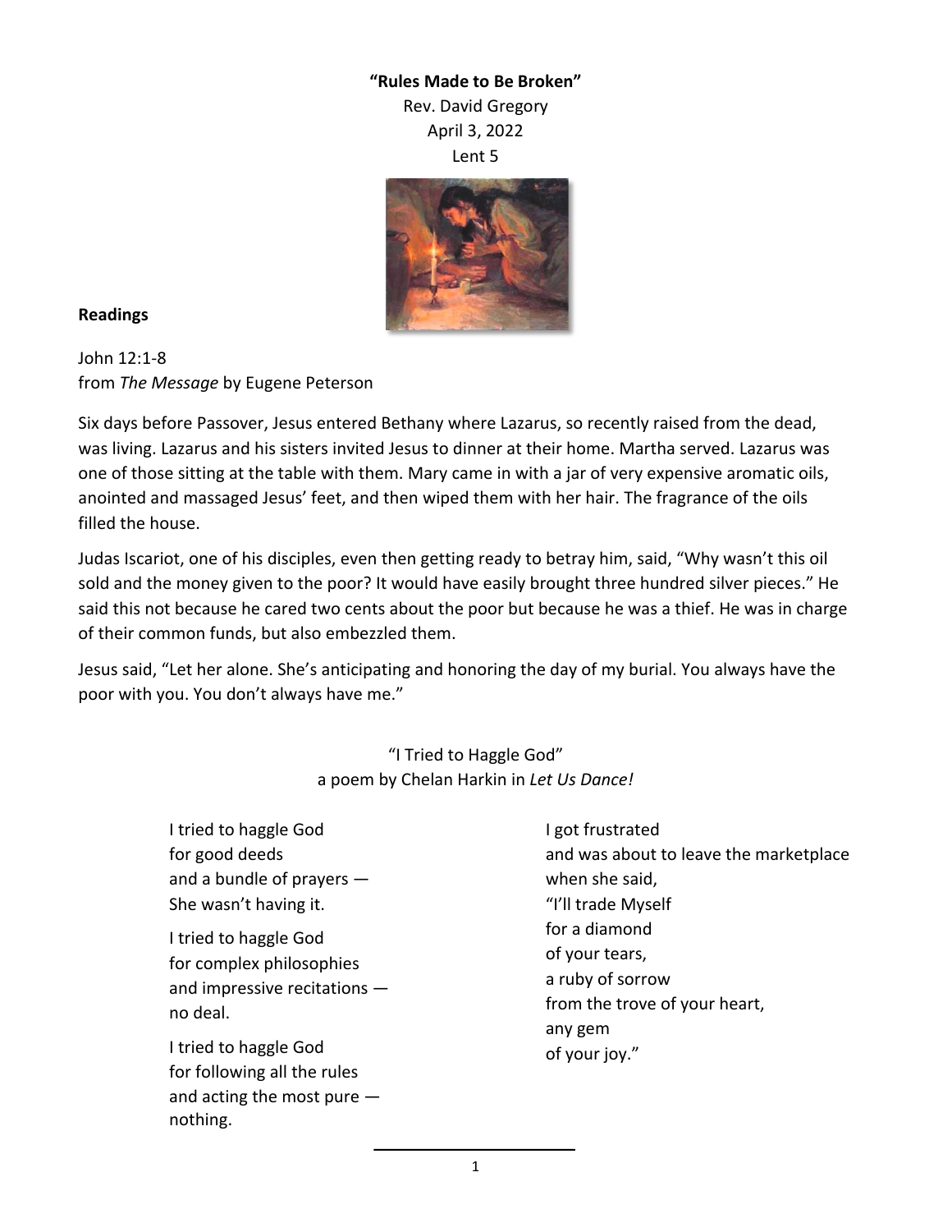**“Rules Made to Be Broken”**

Rev. David Gregory

April 3, 2022

Lent 5

## Readings

John 12:1-8
from *The Message* by Eugene Peterson

Six days before Passover, Jesus entered Bethany where Lazarus, so recently raised from the dead, was living. Lazarus and his sisters invited Jesus to dinner at their home. Martha served. Lazarus was one of those sitting at the table with them. Mary came in with a jar of very expensive aromatic oils, anointed and massaged Jesus’ feet, and then wiped them with her hair. The fragrance of the oils filled the house.

Judas Iscariot, one of his disciples, even then getting ready to betray him, said, “Why wasn’t this oil sold and the money given to the poor? It would have easily brought three hundred silver pieces.” He said this not because he cared two cents about the poor but because he was a thief. He was in charge of their common funds, but also embezzled them.

Jesus said, “Let her alone. She’s anticipating and honoring the day of my burial. You always have the poor with you. You don’t always have me.”

“I Tried to Haggle God”
a poem by Chelan Harkin in *Let Us Dance!*

I tried to haggle God
for good deeds
and a bundle of prayers —
She wasn’t having it.

I tried to haggle God
for complex philosophies
and impressive recitations —
no deal.

I tried to haggle God
for following all the rules
and acting the most pure —
nothing.

I got frustrated
and was about to leave the marketplace
when she said,
“I’ll trade Myself
for a diamond
of your tears,
a ruby of sorrow
from the trove of your heart,
any gem
of your joy.”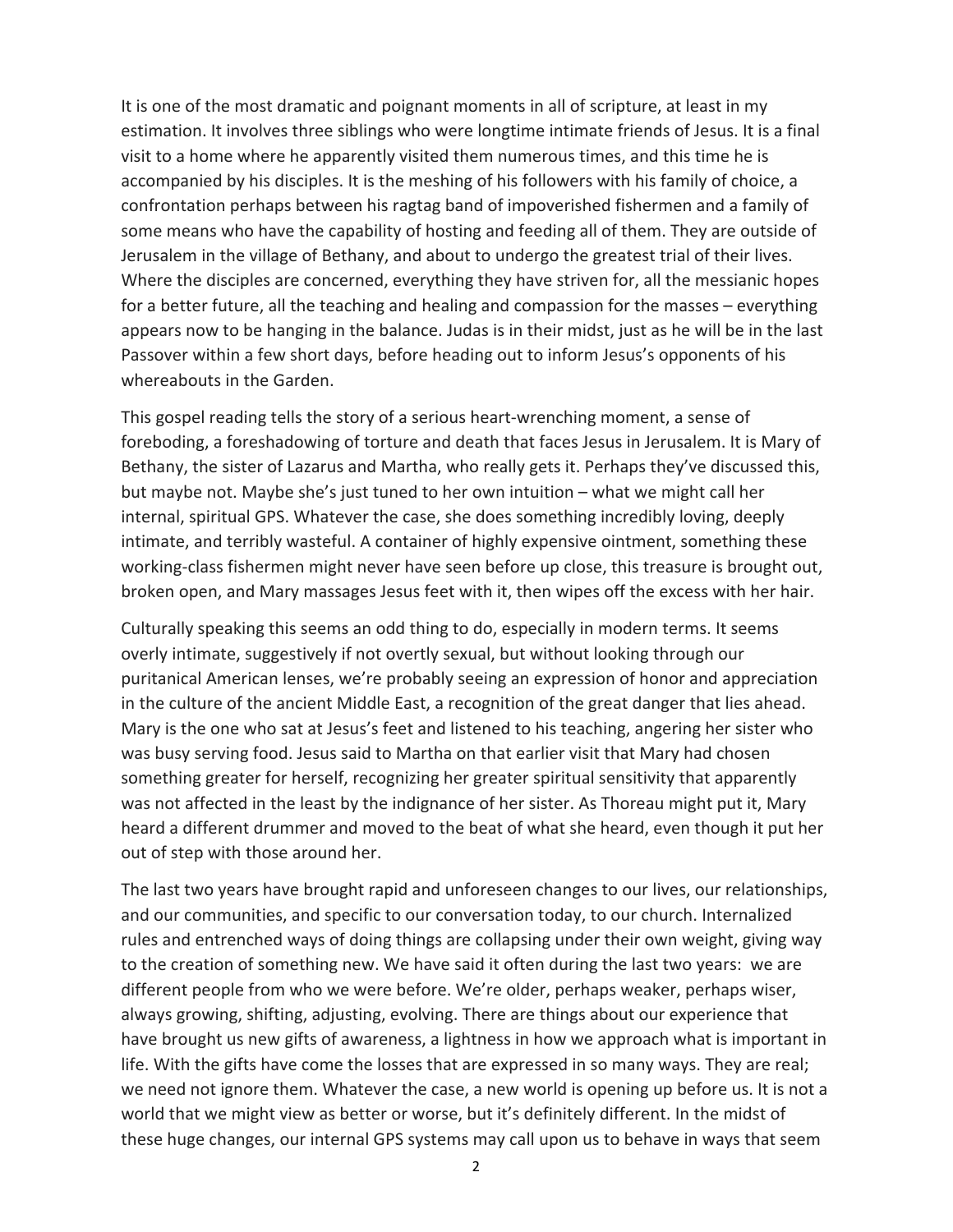It is one of the most dramatic and poignant moments in all of scripture, at least in my estimation. It involves three siblings who were longtime intimate friends of Jesus. It is a final visit to a home where he apparently visited them numerous times, and this time he is accompanied by his disciples. It is the meshing of his followers with his family of choice, a confrontation perhaps between his ragtag band of impoverished fishermen and a family of some means who have the capability of hosting and feeding all of them. They are outside of Jerusalem in the village of Bethany, and about to undergo the greatest trial of their lives. Where the disciples are concerned, everything they have striven for, all the messianic hopes for a better future, all the teaching and healing and compassion for the masses – everything appears now to be hanging in the balance. Judas is in their midst, just as he will be in the last Passover within a few short days, before heading out to inform Jesus's opponents of his whereabouts in the Garden.

This gospel reading tells the story of a serious heart-wrenching moment, a sense of foreboding, a foreshadowing of torture and death that faces Jesus in Jerusalem. It is Mary of Bethany, the sister of Lazarus and Martha, who really gets it. Perhaps they've discussed this, but maybe not. Maybe she's just tuned to her own intuition – what we might call her internal, spiritual GPS. Whatever the case, she does something incredibly loving, deeply intimate, and terribly wasteful. A container of highly expensive ointment, something these working-class fishermen might never have seen before up close, this treasure is brought out, broken open, and Mary massages Jesus feet with it, then wipes off the excess with her hair.

Culturally speaking this seems an odd thing to do, especially in modern terms. It seems overly intimate, suggestively if not overtly sexual, but without looking through our puritanical American lenses, we're probably seeing an expression of honor and appreciation in the culture of the ancient Middle East, a recognition of the great danger that lies ahead. Mary is the one who sat at Jesus's feet and listened to his teaching, angering her sister who was busy serving food. Jesus said to Martha on that earlier visit that Mary had chosen something greater for herself, recognizing her greater spiritual sensitivity that apparently was not affected in the least by the indignance of her sister. As Thoreau might put it, Mary heard a different drummer and moved to the beat of what she heard, even though it put her out of step with those around her.

The last two years have brought rapid and unforeseen changes to our lives, our relationships, and our communities, and specific to our conversation today, to our church. Internalized rules and entrenched ways of doing things are collapsing under their own weight, giving way to the creation of something new. We have said it often during the last two years: we are different people from who we were before. We're older, perhaps weaker, perhaps wiser, always growing, shifting, adjusting, evolving. There are things about our experience that have brought us new gifts of awareness, a lightness in how we approach what is important in life. With the gifts have come the losses that are expressed in so many ways. They are real; we need not ignore them. Whatever the case, a new world is opening up before us. It is not a world that we might view as better or worse, but it's definitely different. In the midst of these huge changes, our internal GPS systems may call upon us to behave in ways that seem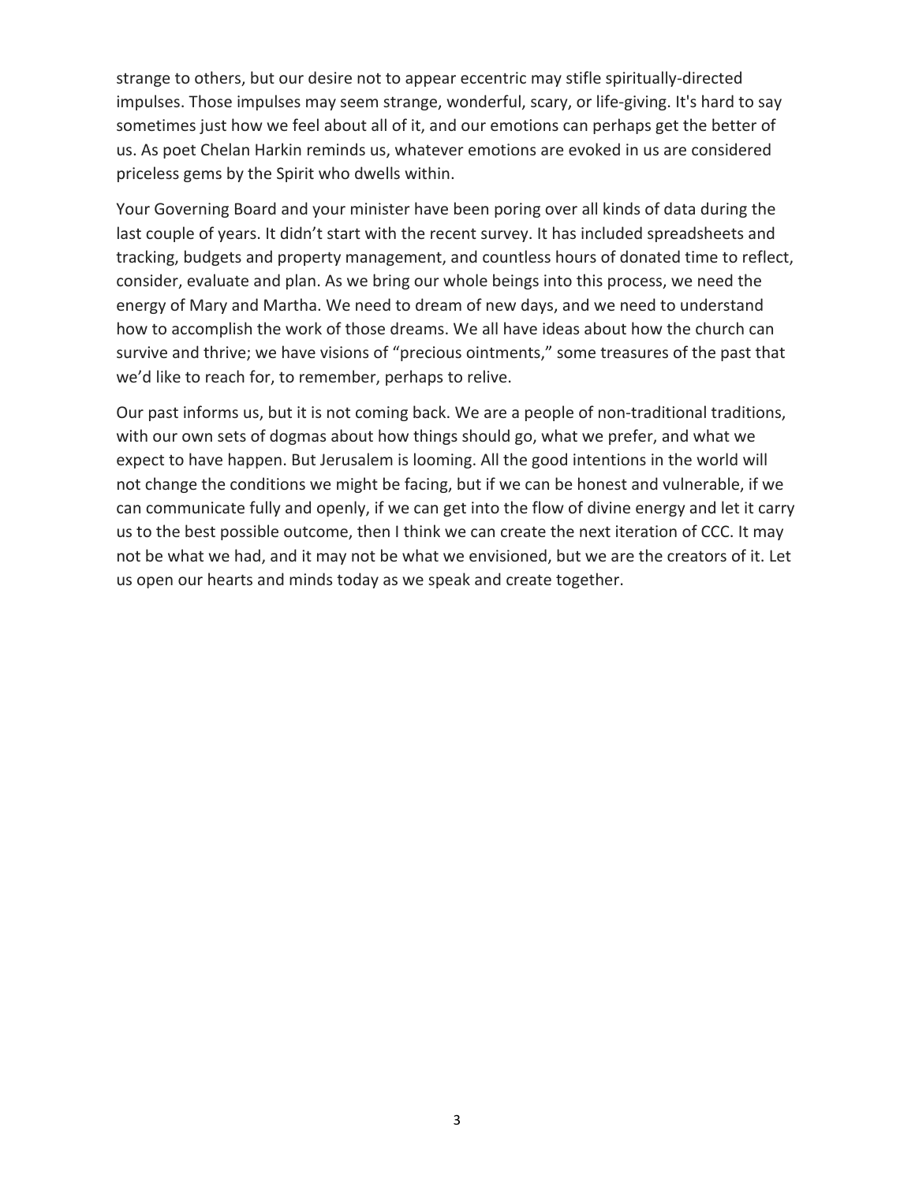strange to others, but our desire not to appear eccentric may stifle spiritually-directed impulses. Those impulses may seem strange, wonderful, scary, or life-giving. It's hard to say sometimes just how we feel about all of it, and our emotions can perhaps get the better of us. As poet Chelan Harkin reminds us, whatever emotions are evoked in us are considered priceless gems by the Spirit who dwells within.

Your Governing Board and your minister have been poring over all kinds of data during the last couple of years. It didn't start with the recent survey. It has included spreadsheets and tracking, budgets and property management, and countless hours of donated time to reflect, consider, evaluate and plan. As we bring our whole beings into this process, we need the energy of Mary and Martha. We need to dream of new days, and we need to understand how to accomplish the work of those dreams. We all have ideas about how the church can survive and thrive; we have visions of "precious ointments," some treasures of the past that we'd like to reach for, to remember, perhaps to relive.

Our past informs us, but it is not coming back. We are a people of non-traditional traditions, with our own sets of dogmas about how things should go, what we prefer, and what we expect to have happen. But Jerusalem is looming. All the good intentions in the world will not change the conditions we might be facing, but if we can be honest and vulnerable, if we can communicate fully and openly, if we can get into the flow of divine energy and let it carry us to the best possible outcome, then I think we can create the next iteration of CCC. It may not be what we had, and it may not be what we envisioned, but we are the creators of it. Let us open our hearts and minds today as we speak and create together.